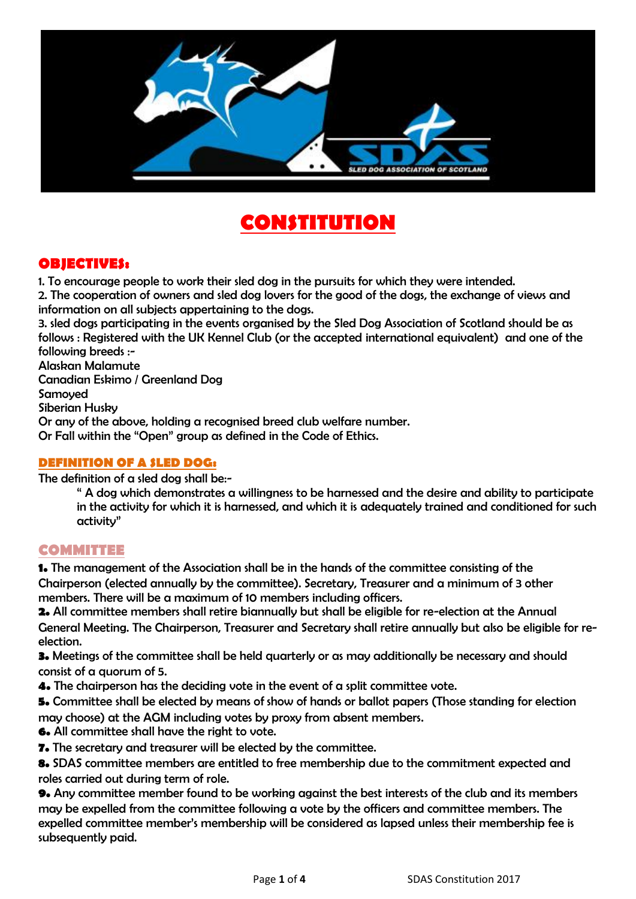# CONSTITUTION

## OBJECTIVES:

1. To encourage people to work their sled dog in the pursuits for which they were intended.
2. The cooperation of owners and sled dog lovers for the good of the dogs, the exchange of views and information on all subjects appertaining to the dogs.
3. sled dogs participating in the events organised by the Sled Dog Association of Scotland should be as follows : Registered with the UK Kennel Club (or the accepted international equivalent) and one of the following breeds :-

Alaskan Malamute
Canadian Eskimo / Greenland Dog
Samoyed
Siberian Husky
Or any of the above, holding a recognised breed club welfare number.
Or Fall within the "Open" group as defined in the Code of Ethics.

### DEFINITION OF A SLED DOG:

The definition of a sled dog shall be:-

> " A dog which demonstrates a willingness to be harnessed and the desire and ability to participate in the activity for which it is harnessed, and which it is adequately trained and conditioned for such activity"

## COMMITTEE

**1.** The management of the Association shall be in the hands of the committee consisting of the Chairperson (elected annually by the committee). Secretary, Treasurer and a minimum of 3 other members. There will be a maximum of 10 members including officers.

**2.** All committee members shall retire biannually but shall be eligible for re-election at the Annual General Meeting. The Chairperson, Treasurer and Secretary shall retire annually but also be eligible for re-election.

**3.** Meetings of the committee shall be held quarterly or as may additionally be necessary and should consist of a quorum of 5.

**4.** The chairperson has the deciding vote in the event of a split committee vote.

**5.** Committee shall be elected by means of show of hands or ballot papers (Those standing for election may choose) at the AGM including votes by proxy from absent members.

**6.** All committee shall have the right to vote.

**7.** The secretary and treasurer will be elected by the committee.

**8.** SDAS committee members are entitled to free membership due to the commitment expected and roles carried out during term of role.

**9.** Any committee member found to be working against the best interests of the club and its members may be expelled from the committee following a vote by the officers and committee members. The expelled committee member's membership will be considered as lapsed unless their membership fee is subsequently paid.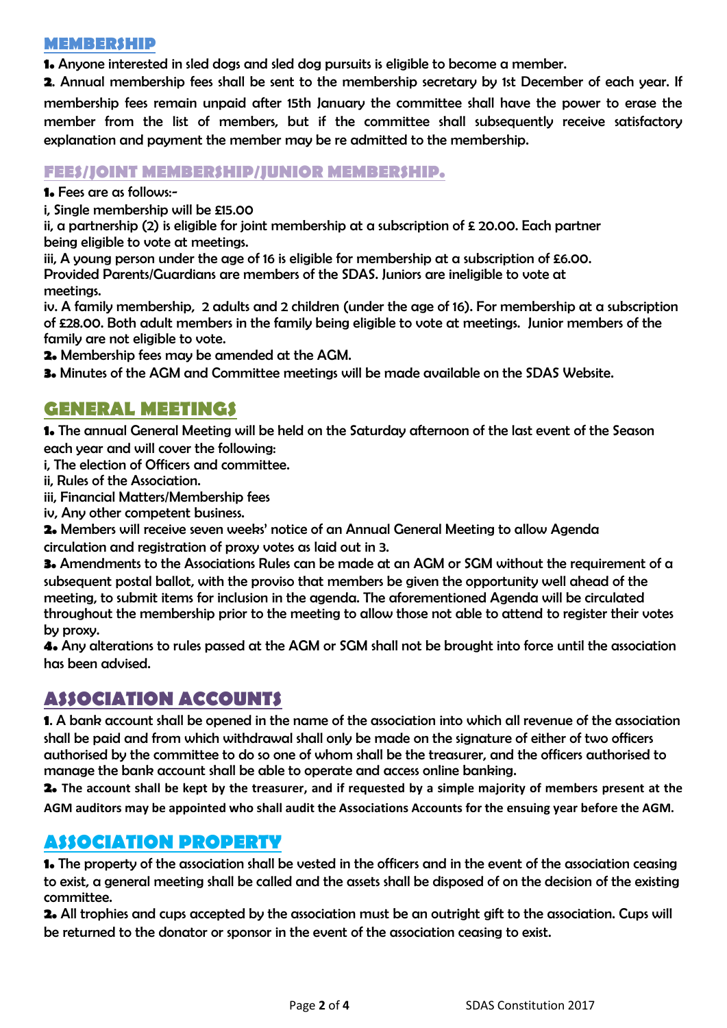## MEMBERSHIP

**1.** Anyone interested in sled dogs and sled dog pursuits is eligible to become a member.

**2**. Annual membership fees shall be sent to the membership secretary by 1st December of each year. If membership fees remain unpaid after 15th January the committee shall have the power to erase the member from the list of members, but if the committee shall subsequently receive satisfactory explanation and payment the member may be re admitted to the membership.

## FEES/JOINT MEMBERSHIP/JUNIOR MEMBERSHIP.

**1.** Fees are as follows:-

i, Single membership will be £15.00

ii, a partnership (2) is eligible for joint membership at a subscription of £ 20.00. Each partner being eligible to vote at meetings.

iii, A young person under the age of 16 is eligible for membership at a subscription of £6.00. Provided Parents/Guardians are members of the SDAS. Juniors are ineligible to vote at meetings.

iv. A family membership, 2 adults and 2 children (under the age of 16). For membership at a subscription of £28.00. Both adult members in the family being eligible to vote at meetings. Junior members of the family are not eligible to vote.

**2.** Membership fees may be amended at the AGM.

**3.** Minutes of the AGM and Committee meetings will be made available on the SDAS Website.

## GENERAL MEETINGS

**1.** The annual General Meeting will be held on the Saturday afternoon of the last event of the Season each year and will cover the following:

i, The election of Officers and committee.

ii, Rules of the Association.

iii, Financial Matters/Membership fees

iv, Any other competent business.

**2.** Members will receive seven weeks' notice of an Annual General Meeting to allow Agenda circulation and registration of proxy votes as laid out in 3.

**3.** Amendments to the Associations Rules can be made at an AGM or SGM without the requirement of a subsequent postal ballot, with the proviso that members be given the opportunity well ahead of the meeting, to submit items for inclusion in the agenda. The aforementioned Agenda will be circulated throughout the membership prior to the meeting to allow those not able to attend to register their votes by proxy.

**4.** Any alterations to rules passed at the AGM or SGM shall not be brought into force until the association has been advised.

## ASSOCIATION ACCOUNTS

**1**. A bank account shall be opened in the name of the association into which all revenue of the association shall be paid and from which withdrawal shall only be made on the signature of either of two officers authorised by the committee to do so one of whom shall be the treasurer, and the officers authorised to manage the bank account shall be able to operate and access online banking.

**2.** **The account shall be kept by the treasurer, and if requested by a simple majority of members present at the AGM auditors may be appointed who shall audit the Associations Accounts for the ensuing year before the AGM.**

## ASSOCIATION PROPERTY

**1.** The property of the association shall be vested in the officers and in the event of the association ceasing to exist, a general meeting shall be called and the assets shall be disposed of on the decision of the existing committee.

**2.** All trophies and cups accepted by the association must be an outright gift to the association. Cups will be returned to the donator or sponsor in the event of the association ceasing to exist.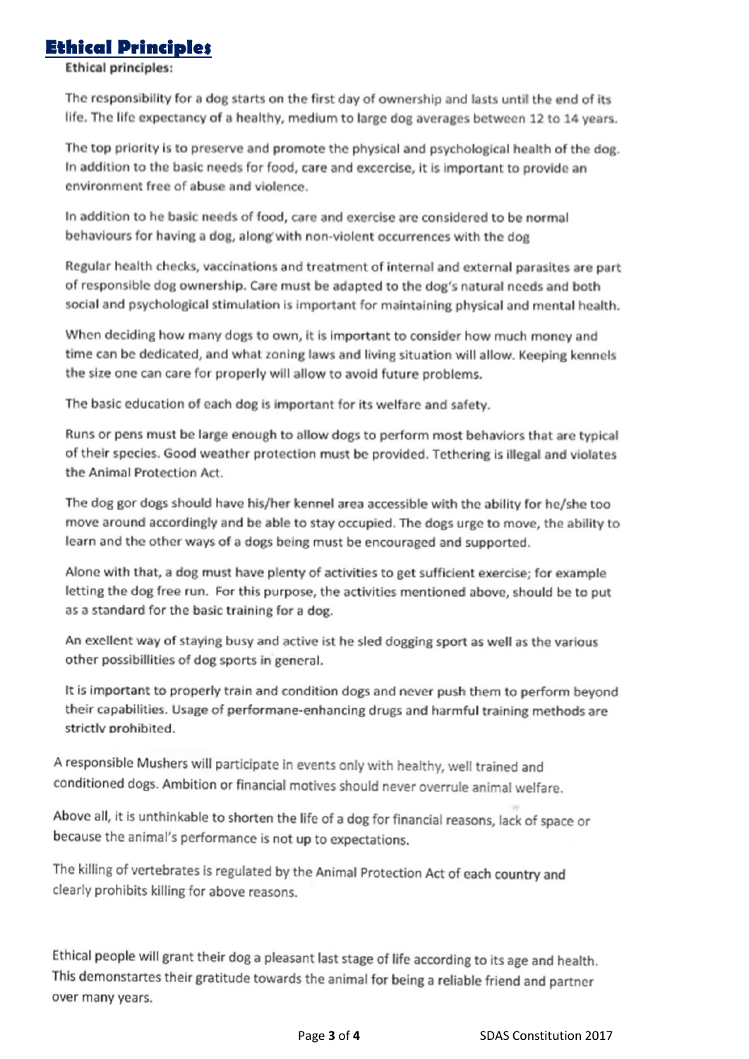# Ethical Principles

**Ethical principles:**

The responsibility for a dog starts on the first day of ownership and lasts until the end of its life. The life expectancy of a healthy, medium to large dog averages between 12 to 14 years.

The top priority is to preserve and promote the physical and psychological health of the dog. In addition to the basic needs for food, care and excercise, it is important to provide an environment free of abuse and violence.

In addition to he basic needs of food, care and exercise are considered to be normal behaviours for having a dog, along with non-violent occurrences with the dog

Regular health checks, vaccinations and treatment of internal and external parasites are part of responsible dog ownership. Care must be adapted to the dog's natural needs and both social and psychological stimulation is important for maintaining physical and mental health.

When deciding how many dogs to own, it is important to consider how much money and time can be dedicated, and what zoning laws and living situation will allow. Keeping kennels the size one can care for properly will allow to avoid future problems.

The basic education of each dog is important for its welfare and safety.

Runs or pens must be large enough to allow dogs to perform most behaviors that are typical of their species. Good weather protection must be provided. Tethering is illegal and violates the Animal Protection Act.

The dog gor dogs should have his/her kennel area accessible with the ability for he/she too move around accordingly and be able to stay occupied. The dogs urge to move, the ability to learn and the other ways of a dogs being must be encouraged and supported.

Alone with that, a dog must have plenty of activities to get sufficient exercise; for example letting the dog free run. For this purpose, the activities mentioned above, should be to put as a standard for the basic training for a dog.

An exellent way of staying busy and active ist he sled dogging sport as well as the various other possibillities of dog sports in general.

It is important to properly train and condition dogs and never push them to perform beyond their capabilities. Usage of performane-enhancing drugs and harmful training methods are strictly prohibited.

A responsible Mushers will participate in events only with healthy, well trained and conditioned dogs. Ambition or financial motives should never overrule animal welfare.

Above all, it is unthinkable to shorten the life of a dog for financial reasons, lack of space or because the animal's performance is not up to expectations.

The killing of vertebrates is regulated by the Animal Protection Act of each country and clearly prohibits killing for above reasons.

Ethical people will grant their dog a pleasant last stage of life according to its age and health. This demonstartes their gratitude towards the animal for being a reliable friend and partner over many years.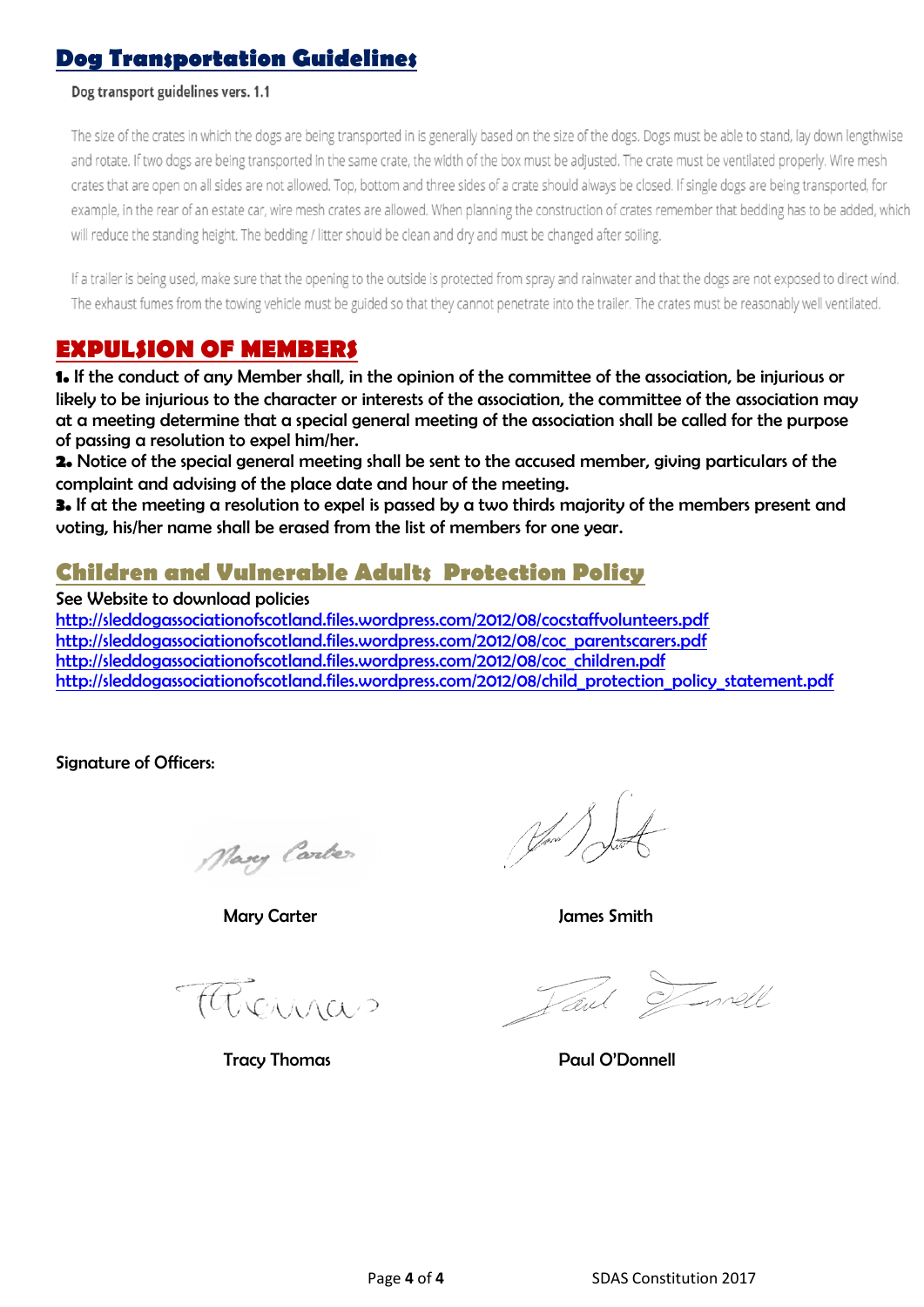## Dog Transportation Guidelines

Dog transport guidelines vers. 1.1

The size of the crates in which the dogs are being transported in is generally based on the size of the dogs. Dogs must be able to stand, lay down lengthwise and rotate. If two dogs are being transported in the same crate, the width of the box must be adjusted. The crate must be ventilated properly. Wire mesh crates that are open on all sides are not allowed. Top, bottom and three sides of a crate should always be closed. If single dogs are being transported, for example, in the rear of an estate car, wire mesh crates are allowed. When planning the construction of crates remember that bedding has to be added, which will reduce the standing height. The bedding / litter should be clean and dry and must be changed after soiling.

If a trailer is being used, make sure that the opening to the outside is protected from spray and rainwater and that the dogs are not exposed to direct wind. The exhaust fumes from the towing vehicle must be guided so that they cannot penetrate into the trailer. The crates must be reasonably well ventilated.

## EXPULSION OF MEMBERS

**1.** If the conduct of any Member shall, in the opinion of the committee of the association, be injurious or likely to be injurious to the character or interests of the association, the committee of the association may at a meeting determine that a special general meeting of the association shall be called for the purpose of passing a resolution to expel him/her.
**2.** Notice of the special general meeting shall be sent to the accused member, giving particulars of the complaint and advising of the place date and hour of the meeting.
**3.** If at the meeting a resolution to expel is passed by a two thirds majority of the members present and voting, his/her name shall be erased from the list of members for one year.

## Children and Vulnerable Adults Protection Policy

See Website to download policies
http://sleddogassociationofscotland.files.wordpress.com/2012/08/cocstaffvolunteers.pdf
http://sleddogassociationofscotland.files.wordpress.com/2012/08/coc_parentscarers.pdf
http://sleddogassociationofscotland.files.wordpress.com/2012/08/coc_children.pdf
http://sleddogassociationofscotland.files.wordpress.com/2012/08/child_protection_policy_statement.pdf

Signature of Officers:

Mary Carter

James Smith

Tracy Thomas

Paul O'Donnell